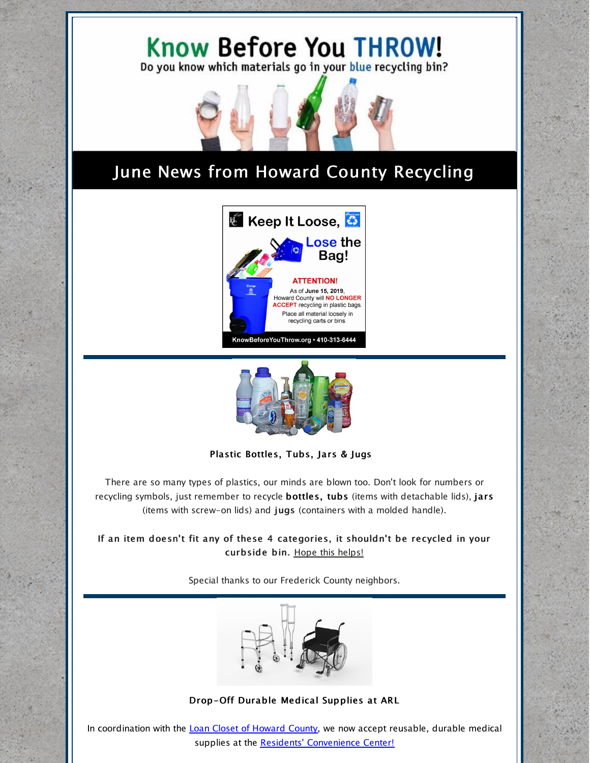# Know Before You THROW!

Do you know which materials go in your blue recycling bin?

## June News from Howard County Recycling

**Keep It Loose, Lose the Bag!**

**ATTENTION!**

As of **June 15, 2019**, Howard County will **NO LONGER ACCEPT** recycling in plastic bags. Place all material loosely in recycling carts or bins.

KnowBeforeYouThrow.org • 410-313-6444

### Plastic Bottles, Tubs, Jars & Jugs

There are so many types of plastics, our minds are blown too. Don't look for numbers or recycling symbols, just remember to recycle **bottles, tubs** (items with detachable lids), **jars** (items with screw-on lids) and **jugs** (containers with a molded handle).

**If an item doesn't fit any of these 4 categories, it shouldn't be recycled in your curbside bin.** [Hope this helps!]

Special thanks to our Frederick County neighbors.

### Drop-Off Durable Medical Supplies at ARL

In coordination with the [Loan Closet of Howard County], we now accept reusable, durable medical supplies at the [Residents' Convenience Center!]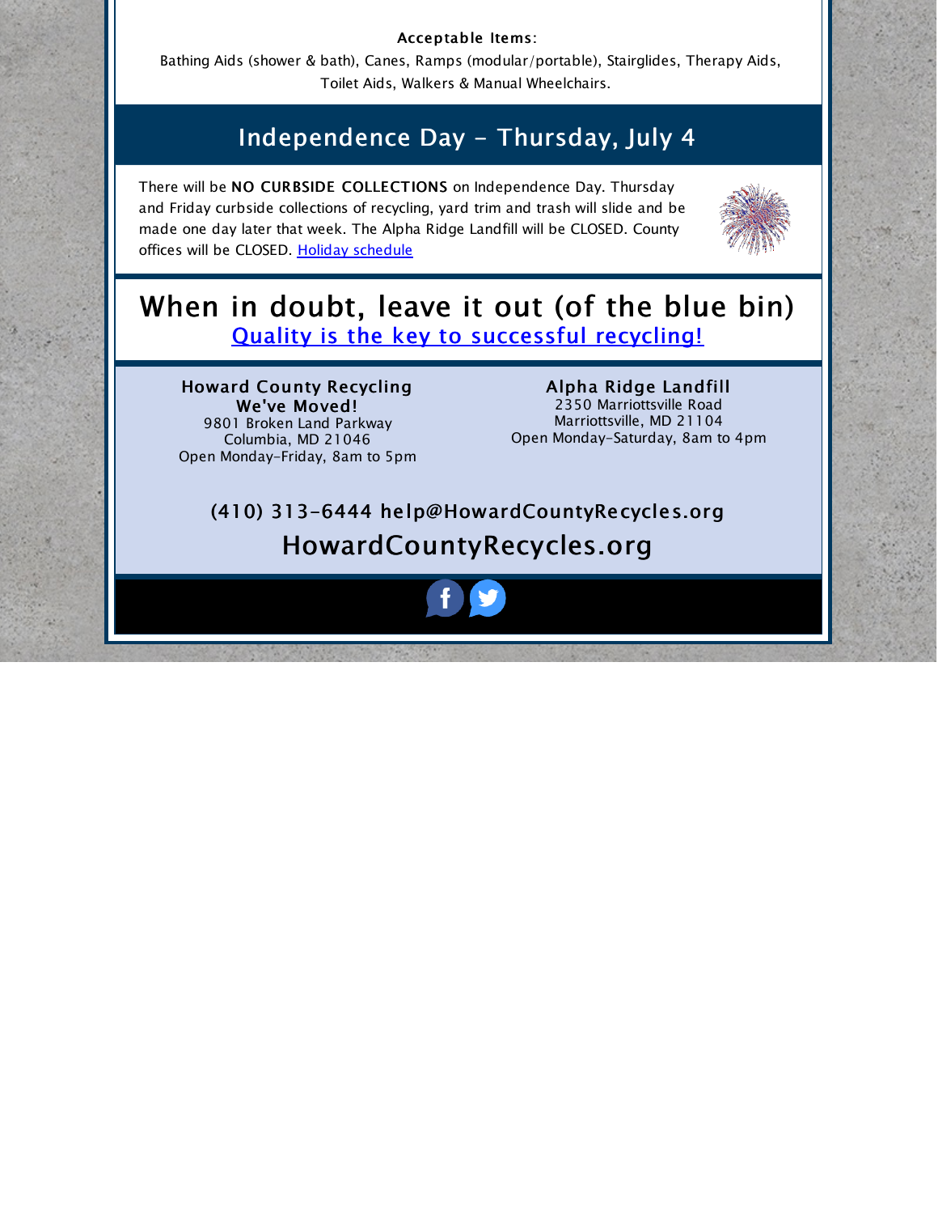**Acceptable Items**:

Bathing Aids (shower & bath), Canes, Ramps (modular/portable), Stairglides, Therapy Aids, Toilet Aids, Walkers & Manual Wheelchairs.

## Independence Day - Thursday, July 4

There will be **NO CURBSIDE COLLECTIONS** on Independence Day. Thursday and Friday curbside collections of recycling, yard trim and trash will slide and be made one day later that week. The Alpha Ridge Landfill will be CLOSED. County offices will be CLOSED. Holiday schedule

## When in doubt, leave it out (of the blue bin)

Quality is the key to successful recycling!

**Howard County Recycling**
**We've Moved!**
9801 Broken Land Parkway
Columbia, MD 21046
Open Monday-Friday, 8am to 5pm

**Alpha Ridge Landfill**
2350 Marriottsville Road
Marriottsville, MD 21104
Open Monday-Saturday, 8am to 4pm

(410) 313-6444 help@HowardCountyRecycles.org

HowardCountyRecycles.org